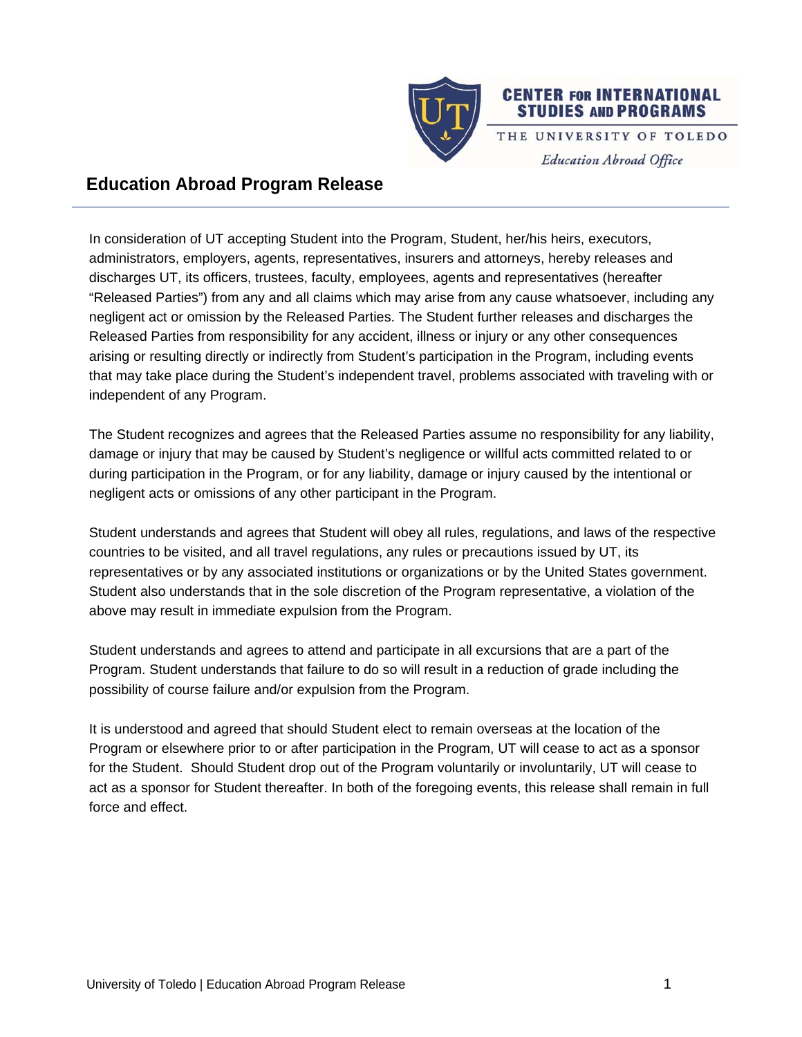CENTER FOR INTERNATIONAL STUDIES AND PROGRAMS

THE UNIVERSITY OF TOLEDO

*Education Abroad Office*

## Education Abroad Program Release

In consideration of UT accepting Student into the Program, Student, her/his heirs, executors, administrators, employers, agents, representatives, insurers and attorneys, hereby releases and discharges UT, its officers, trustees, faculty, employees, agents and representatives (hereafter "Released Parties") from any and all claims which may arise from any cause whatsoever, including any negligent act or omission by the Released Parties. The Student further releases and discharges the Released Parties from responsibility for any accident, illness or injury or any other consequences arising or resulting directly or indirectly from Student's participation in the Program, including events that may take place during the Student's independent travel, problems associated with traveling with or independent of any Program.

The Student recognizes and agrees that the Released Parties assume no responsibility for any liability, damage or injury that may be caused by Student's negligence or willful acts committed related to or during participation in the Program, or for any liability, damage or injury caused by the intentional or negligent acts or omissions of any other participant in the Program.

Student understands and agrees that Student will obey all rules, regulations, and laws of the respective countries to be visited, and all travel regulations, any rules or precautions issued by UT, its representatives or by any associated institutions or organizations or by the United States government. Student also understands that in the sole discretion of the Program representative, a violation of the above may result in immediate expulsion from the Program.

Student understands and agrees to attend and participate in all excursions that are a part of the Program. Student understands that failure to do so will result in a reduction of grade including the possibility of course failure and/or expulsion from the Program.

It is understood and agreed that should Student elect to remain overseas at the location of the Program or elsewhere prior to or after participation in the Program, UT will cease to act as a sponsor for the Student. Should Student drop out of the Program voluntarily or involuntarily, UT will cease to act as a sponsor for Student thereafter. In both of the foregoing events, this release shall remain in full force and effect.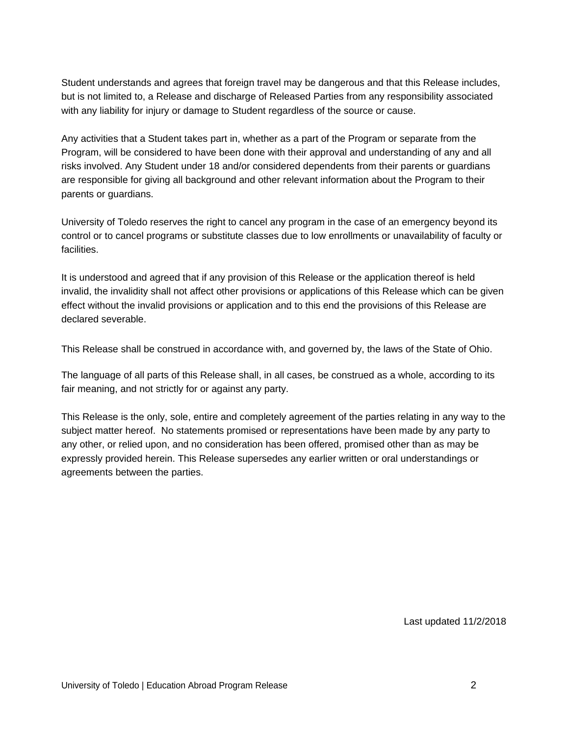Student understands and agrees that foreign travel may be dangerous and that this Release includes, but is not limited to, a Release and discharge of Released Parties from any responsibility associated with any liability for injury or damage to Student regardless of the source or cause.

Any activities that a Student takes part in, whether as a part of the Program or separate from the Program, will be considered to have been done with their approval and understanding of any and all risks involved. Any Student under 18 and/or considered dependents from their parents or guardians are responsible for giving all background and other relevant information about the Program to their parents or guardians.

University of Toledo reserves the right to cancel any program in the case of an emergency beyond its control or to cancel programs or substitute classes due to low enrollments or unavailability of faculty or facilities.

It is understood and agreed that if any provision of this Release or the application thereof is held invalid, the invalidity shall not affect other provisions or applications of this Release which can be given effect without the invalid provisions or application and to this end the provisions of this Release are declared severable.

This Release shall be construed in accordance with, and governed by, the laws of the State of Ohio.

The language of all parts of this Release shall, in all cases, be construed as a whole, according to its fair meaning, and not strictly for or against any party.

This Release is the only, sole, entire and completely agreement of the parties relating in any way to the subject matter hereof. No statements promised or representations have been made by any party to any other, or relied upon, and no consideration has been offered, promised other than as may be expressly provided herein. This Release supersedes any earlier written or oral understandings or agreements between the parties.

Last updated 11/2/2018